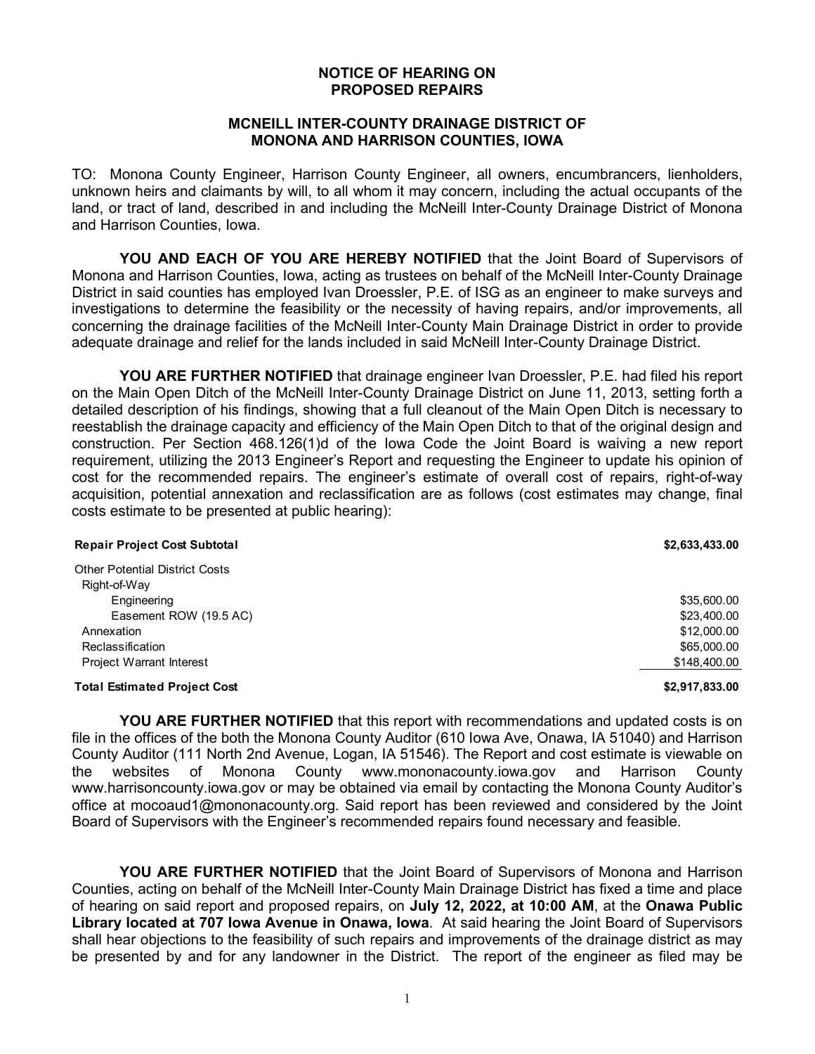**NOTICE OF HEARING ON PROPOSED REPAIRS**

**MCNEILL INTER-COUNTY DRAINAGE DISTRICT OF MONONA AND HARRISON COUNTIES, IOWA**

TO: Monona County Engineer, Harrison County Engineer, all owners, encumbrancers, lienholders, unknown heirs and claimants by will, to all whom it may concern, including the actual occupants of the land, or tract of land, described in and including the McNeill Inter-County Drainage District of Monona and Harrison Counties, Iowa.

**YOU AND EACH OF YOU ARE HEREBY NOTIFIED** that the Joint Board of Supervisors of Monona and Harrison Counties, Iowa, acting as trustees on behalf of the McNeill Inter-County Drainage District in said counties has employed Ivan Droessler, P.E. of ISG as an engineer to make surveys and investigations to determine the feasibility or the necessity of having repairs, and/or improvements, all concerning the drainage facilities of the McNeill Inter-County Main Drainage District in order to provide adequate drainage and relief for the lands included in said McNeill Inter-County Drainage District.

**YOU ARE FURTHER NOTIFIED** that drainage engineer Ivan Droessler, P.E. had filed his report on the Main Open Ditch of the McNeill Inter-County Drainage District on June 11, 2013, setting forth a detailed description of his findings, showing that a full cleanout of the Main Open Ditch is necessary to reestablish the drainage capacity and efficiency of the Main Open Ditch to that of the original design and construction. Per Section 468.126(1)d of the Iowa Code the Joint Board is waiving a new report requirement, utilizing the 2013 Engineer's Report and requesting the Engineer to update his opinion of cost for the recommended repairs. The engineer's estimate of overall cost of repairs, right-of-way acquisition, potential annexation and reclassification are as follows (cost estimates may change, final costs estimate to be presented at public hearing):

| Item | Cost |
|---|---|
| **Repair Project Cost Subtotal** | **$2,633,433.00** |
| Other Potential District Costs | |
| Right-of-Way | |
| Engineering | $35,600.00 |
| Easement ROW (19.5 AC) | $23,400.00 |
| Annexation | $12,000.00 |
| Reclassification | $65,000.00 |
| Project Warrant Interest | $148,400.00 |
| **Total Estimated Project Cost** | **$2,917,833.00** |

**YOU ARE FURTHER NOTIFIED** that this report with recommendations and updated costs is on file in the offices of the both the Monona County Auditor (610 Iowa Ave, Onawa, IA 51040) and Harrison County Auditor (111 North 2nd Avenue, Logan, IA 51546). The Report and cost estimate is viewable on the websites of Monona County www.mononacounty.iowa.gov and Harrison County www.harrisoncounty.iowa.gov or may be obtained via email by contacting the Monona County Auditor's office at mocoaud1@mononacounty.org. Said report has been reviewed and considered by the Joint Board of Supervisors with the Engineer's recommended repairs found necessary and feasible.

**YOU ARE FURTHER NOTIFIED** that the Joint Board of Supervisors of Monona and Harrison Counties, acting on behalf of the McNeill Inter-County Main Drainage District has fixed a time and place of hearing on said report and proposed repairs, on **July 12, 2022, at 10:00 AM**, at the **Onawa Public Library located at 707 Iowa Avenue in Onawa, Iowa**. At said hearing the Joint Board of Supervisors shall hear objections to the feasibility of such repairs and improvements of the drainage district as may be presented by and for any landowner in the District. The report of the engineer as filed may be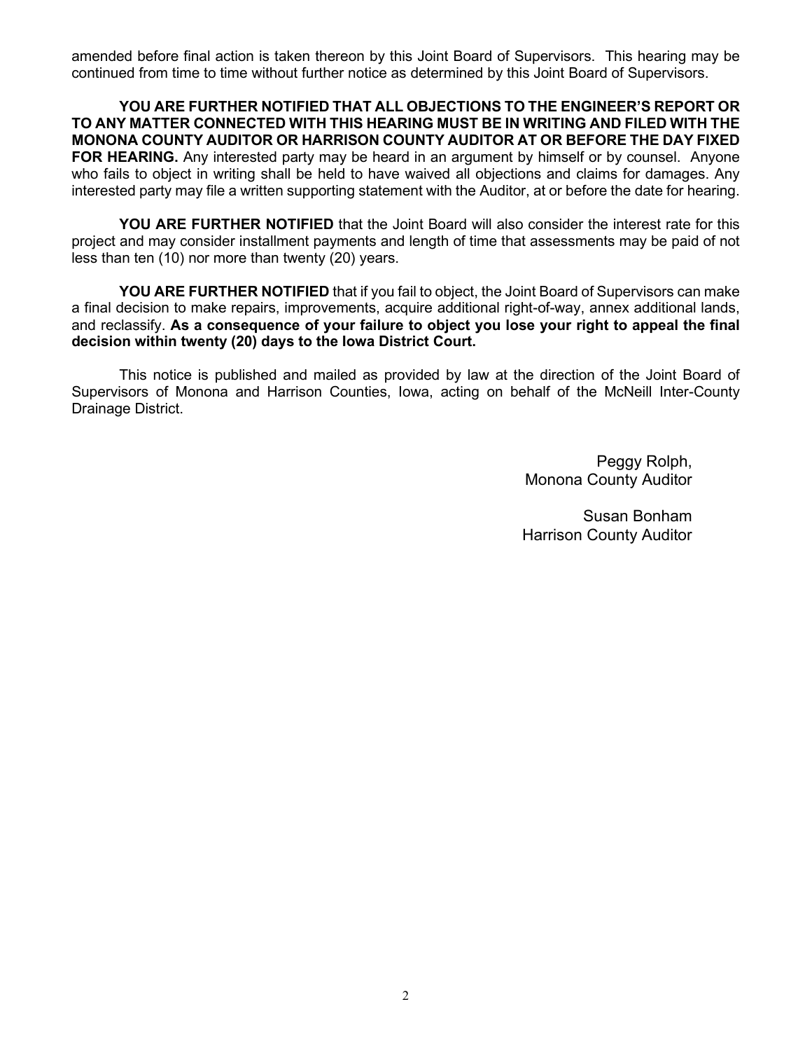amended before final action is taken thereon by this Joint Board of Supervisors. This hearing may be continued from time to time without further notice as determined by this Joint Board of Supervisors.

**YOU ARE FURTHER NOTIFIED THAT ALL OBJECTIONS TO THE ENGINEER'S REPORT OR TO ANY MATTER CONNECTED WITH THIS HEARING MUST BE IN WRITING AND FILED WITH THE MONONA COUNTY AUDITOR OR HARRISON COUNTY AUDITOR AT OR BEFORE THE DAY FIXED FOR HEARING.** Any interested party may be heard in an argument by himself or by counsel. Anyone who fails to object in writing shall be held to have waived all objections and claims for damages. Any interested party may file a written supporting statement with the Auditor, at or before the date for hearing.

**YOU ARE FURTHER NOTIFIED** that the Joint Board will also consider the interest rate for this project and may consider installment payments and length of time that assessments may be paid of not less than ten (10) nor more than twenty (20) years.

**YOU ARE FURTHER NOTIFIED** that if you fail to object, the Joint Board of Supervisors can make a final decision to make repairs, improvements, acquire additional right-of-way, annex additional lands, and reclassify. **As a consequence of your failure to object you lose your right to appeal the final decision within twenty (20) days to the Iowa District Court.**

This notice is published and mailed as provided by law at the direction of the Joint Board of Supervisors of Monona and Harrison Counties, Iowa, acting on behalf of the McNeill Inter-County Drainage District.

Peggy Rolph,
Monona County Auditor

Susan Bonham
Harrison County Auditor